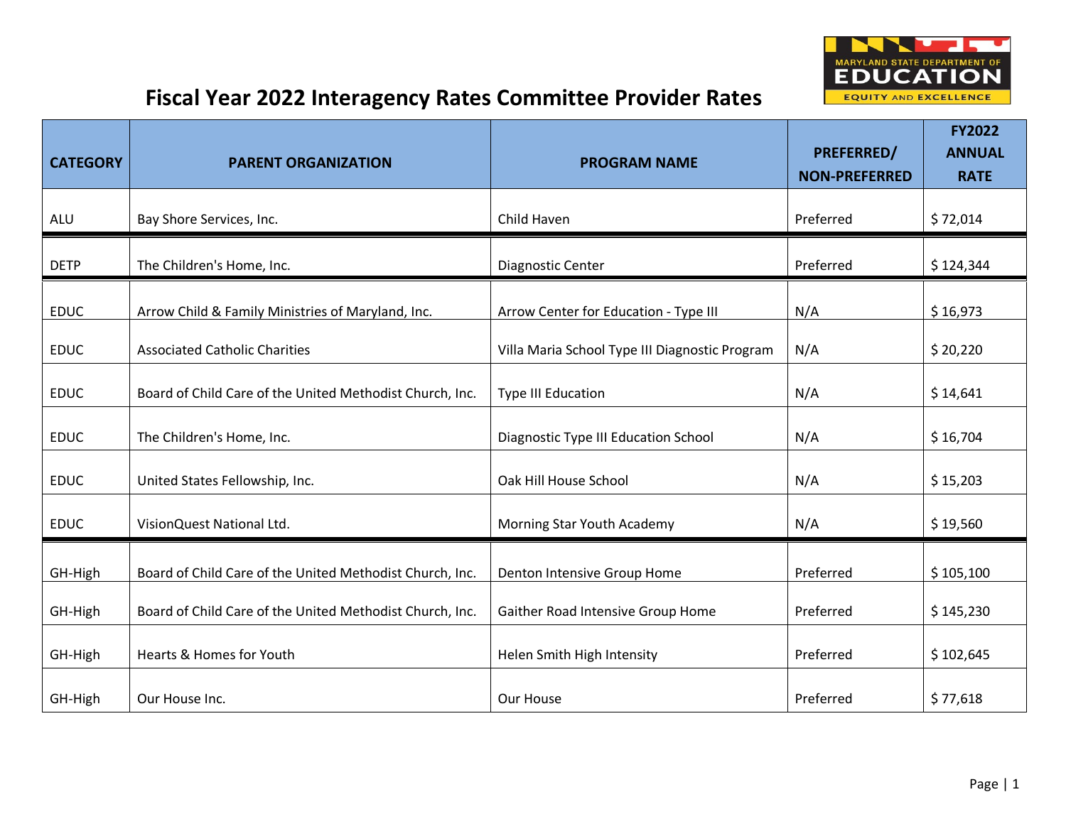# Fiscal Year 2022 Interagency Rates Committee Provider Rates

| CATEGORY | PARENT ORGANIZATION | PROGRAM NAME | PREFERRED/ NON-PREFERRED | FY2022 ANNUAL RATE |
|---|---|---|---|---|
| ALU | Bay Shore Services, Inc. | Child Haven | Preferred | $ 72,014 |
| DETP | The Children's Home, Inc. | Diagnostic Center | Preferred | $ 124,344 |
| EDUC | Arrow Child & Family Ministries of Maryland, Inc. | Arrow Center for Education - Type III | N/A | $ 16,973 |
| EDUC | Associated Catholic Charities | Villa Maria School Type III Diagnostic Program | N/A | $ 20,220 |
| EDUC | Board of Child Care of the United Methodist Church, Inc. | Type III Education | N/A | $ 14,641 |
| EDUC | The Children's Home, Inc. | Diagnostic Type III Education School | N/A | $ 16,704 |
| EDUC | United States Fellowship, Inc. | Oak Hill House School | N/A | $ 15,203 |
| EDUC | VisionQuest National Ltd. | Morning Star Youth Academy | N/A | $ 19,560 |
| GH-High | Board of Child Care of the United Methodist Church, Inc. | Denton Intensive Group Home | Preferred | $ 105,100 |
| GH-High | Board of Child Care of the United Methodist Church, Inc. | Gaither Road Intensive Group Home | Preferred | $ 145,230 |
| GH-High | Hearts & Homes for Youth | Helen Smith High Intensity | Preferred | $ 102,645 |
| GH-High | Our House Inc. | Our House | Preferred | $ 77,618 |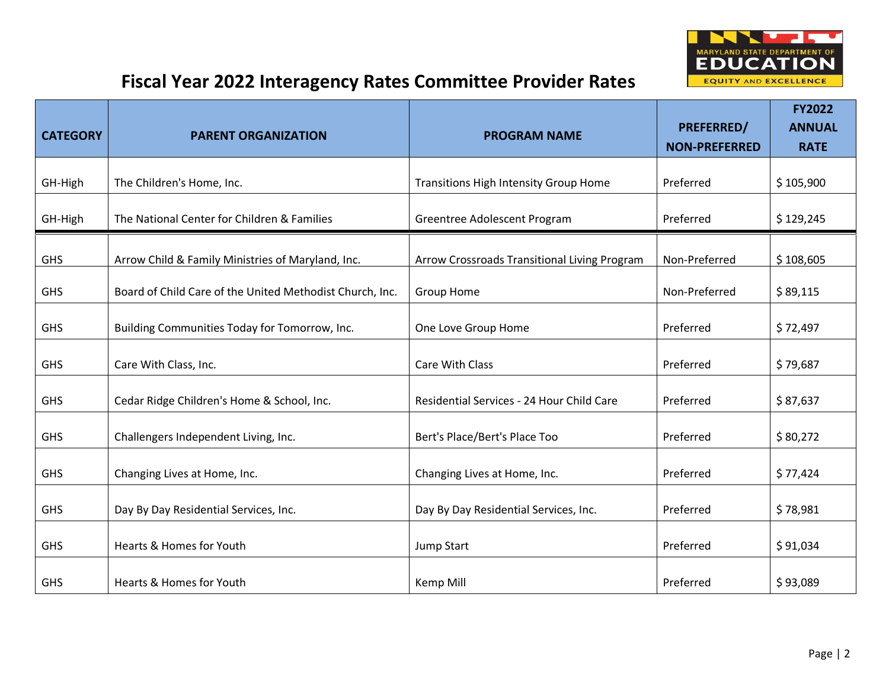# Fiscal Year 2022 Interagency Rates Committee Provider Rates

| CATEGORY | PARENT ORGANIZATION | PROGRAM NAME | PREFERRED/ NON-PREFERRED | FY2022 ANNUAL RATE |
|---|---|---|---|---|
| GH-High | The Children's Home, Inc. | Transitions High Intensity Group Home | Preferred | $ 105,900 |
| GH-High | The National Center for Children & Families | Greentree Adolescent Program | Preferred | $ 129,245 |
| GHS | Arrow Child & Family Ministries of Maryland, Inc. | Arrow Crossroads Transitional Living Program | Non-Preferred | $ 108,605 |
| GHS | Board of Child Care of the United Methodist Church, Inc. | Group Home | Non-Preferred | $ 89,115 |
| GHS | Building Communities Today for Tomorrow, Inc. | One Love Group Home | Preferred | $ 72,497 |
| GHS | Care With Class, Inc. | Care With Class | Preferred | $ 79,687 |
| GHS | Cedar Ridge Children's Home & School, Inc. | Residential Services - 24 Hour Child Care | Preferred | $ 87,637 |
| GHS | Challengers Independent Living, Inc. | Bert's Place/Bert's Place Too | Preferred | $ 80,272 |
| GHS | Changing Lives at Home, Inc. | Changing Lives at Home, Inc. | Preferred | $ 77,424 |
| GHS | Day By Day Residential Services, Inc. | Day By Day Residential Services, Inc. | Preferred | $ 78,981 |
| GHS | Hearts & Homes for Youth | Jump Start | Preferred | $ 91,034 |
| GHS | Hearts & Homes for Youth | Kemp Mill | Preferred | $ 93,089 |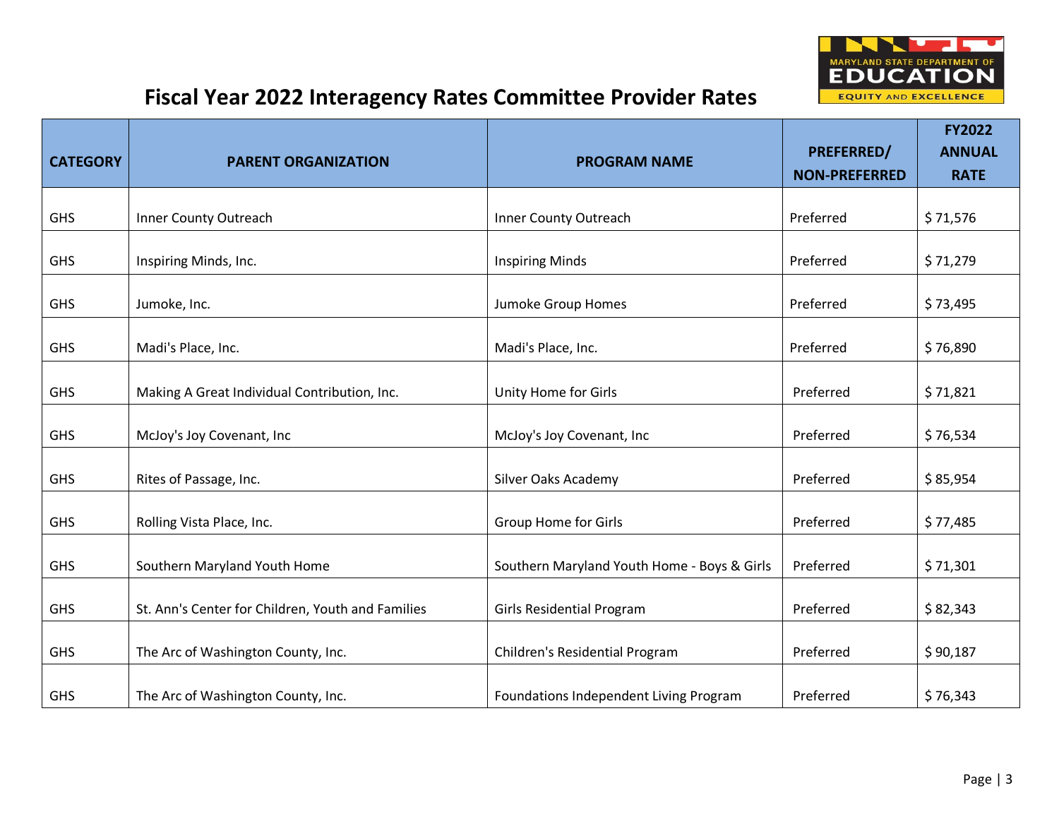# Fiscal Year 2022 Interagency Rates Committee Provider Rates

| CATEGORY | PARENT ORGANIZATION | PROGRAM NAME | PREFERRED/ NON-PREFERRED | FY2022 ANNUAL RATE |
|---|---|---|---|---|
| GHS | Inner County Outreach | Inner County Outreach | Preferred | $ 71,576 |
| GHS | Inspiring Minds, Inc. | Inspiring Minds | Preferred | $ 71,279 |
| GHS | Jumoke, Inc. | Jumoke Group Homes | Preferred | $ 73,495 |
| GHS | Madi's Place, Inc. | Madi's Place, Inc. | Preferred | $ 76,890 |
| GHS | Making A Great Individual Contribution, Inc. | Unity Home for Girls | Preferred | $ 71,821 |
| GHS | McJoy's Joy Covenant, Inc | McJoy's Joy Covenant, Inc | Preferred | $ 76,534 |
| GHS | Rites of Passage, Inc. | Silver Oaks Academy | Preferred | $ 85,954 |
| GHS | Rolling Vista Place, Inc. | Group Home for Girls | Preferred | $ 77,485 |
| GHS | Southern Maryland Youth Home | Southern Maryland Youth Home - Boys & Girls | Preferred | $ 71,301 |
| GHS | St. Ann's Center for Children, Youth and Families | Girls Residential Program | Preferred | $ 82,343 |
| GHS | The Arc of Washington County, Inc. | Children's Residential Program | Preferred | $ 90,187 |
| GHS | The Arc of Washington County, Inc. | Foundations Independent Living Program | Preferred | $ 76,343 |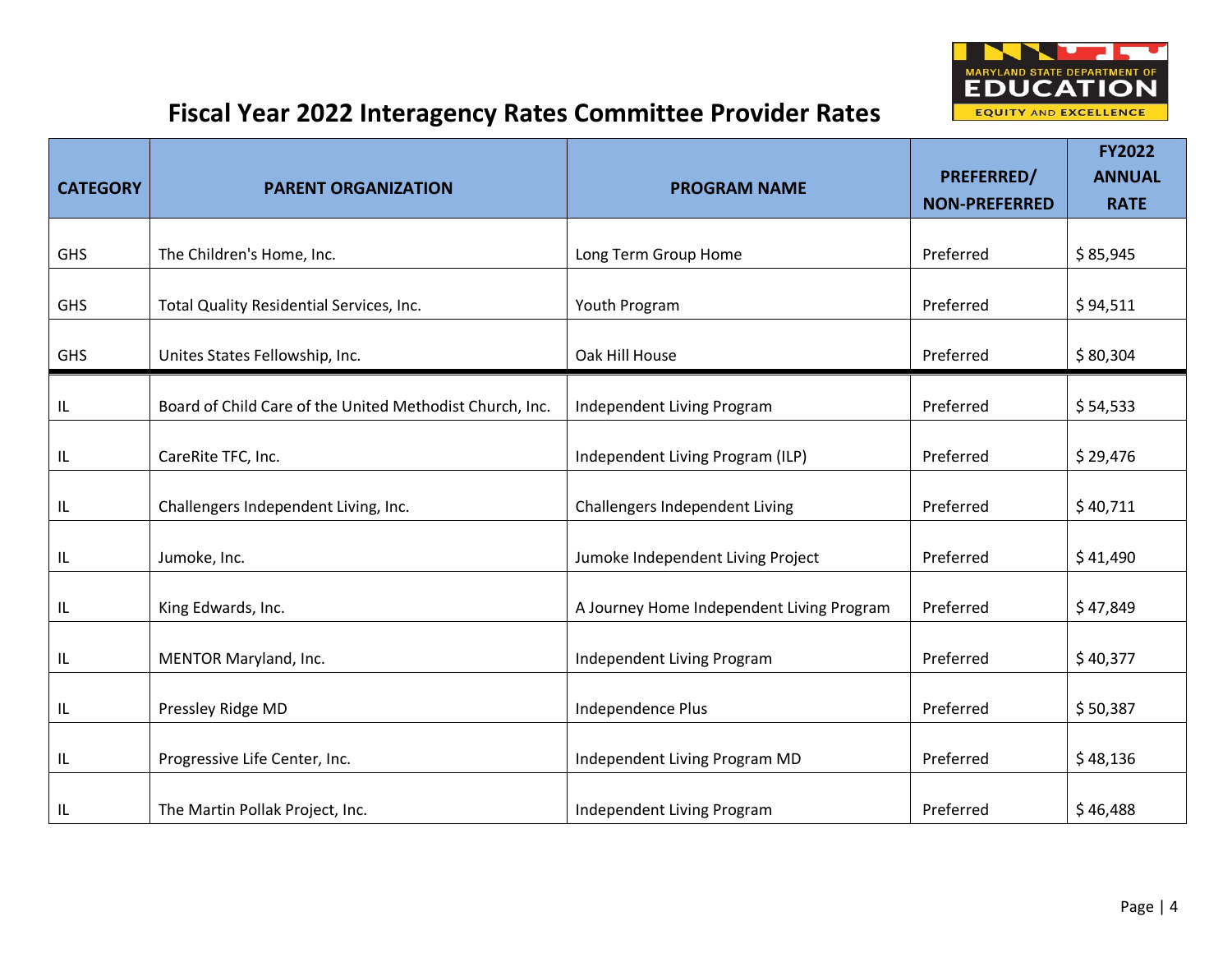# Fiscal Year 2022 Interagency Rates Committee Provider Rates

| CATEGORY | PARENT ORGANIZATION | PROGRAM NAME | PREFERRED/ NON-PREFERRED | FY2022 ANNUAL RATE |
|---|---|---|---|---|
| GHS | The Children's Home, Inc. | Long Term Group Home | Preferred | $ 85,945 |
| GHS | Total Quality Residential Services, Inc. | Youth Program | Preferred | $ 94,511 |
| GHS | Unites States Fellowship, Inc. | Oak Hill House | Preferred | $ 80,304 |
| IL | Board of Child Care of the United Methodist Church, Inc. | Independent Living Program | Preferred | $ 54,533 |
| IL | CareRite TFC, Inc. | Independent Living Program (ILP) | Preferred | $ 29,476 |
| IL | Challengers Independent Living, Inc. | Challengers Independent Living | Preferred | $ 40,711 |
| IL | Jumoke, Inc. | Jumoke Independent Living Project | Preferred | $ 41,490 |
| IL | King Edwards, Inc. | A Journey Home Independent Living Program | Preferred | $ 47,849 |
| IL | MENTOR Maryland, Inc. | Independent Living Program | Preferred | $ 40,377 |
| IL | Pressley Ridge MD | Independence Plus | Preferred | $ 50,387 |
| IL | Progressive Life Center, Inc. | Independent Living Program MD | Preferred | $ 48,136 |
| IL | The Martin Pollak Project, Inc. | Independent Living Program | Preferred | $ 46,488 |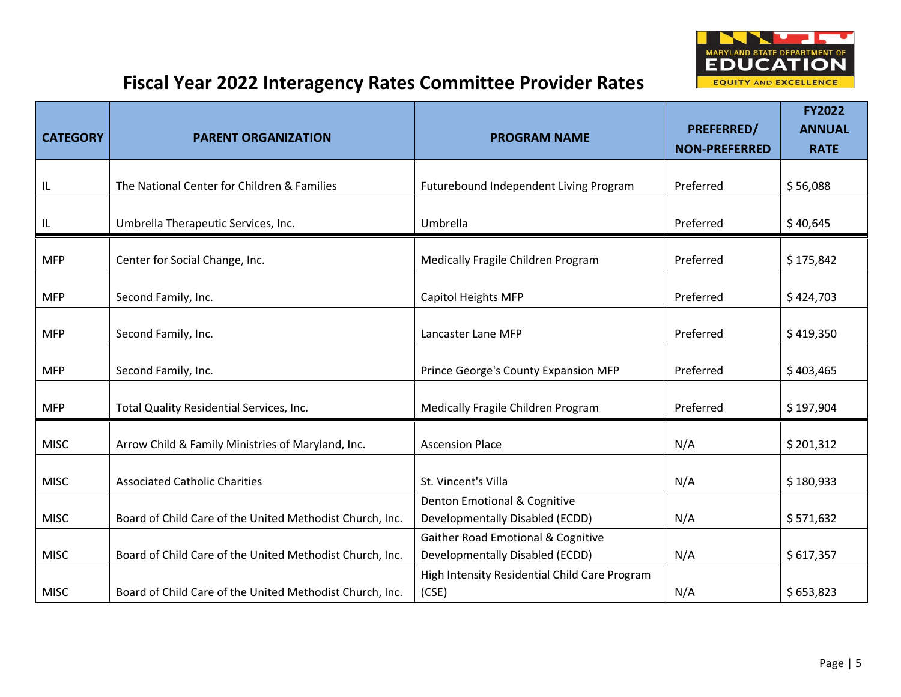## Fiscal Year 2022 Interagency Rates Committee Provider Rates

| CATEGORY | PARENT ORGANIZATION | PROGRAM NAME | PREFERRED/ NON-PREFERRED | FY2022 ANNUAL RATE |
|---|---|---|---|---|
| IL | The National Center for Children & Families | Futurebound Independent Living Program | Preferred | $ 56,088 |
| IL | Umbrella Therapeutic Services, Inc. | Umbrella | Preferred | $ 40,645 |
| MFP | Center for Social Change, Inc. | Medically Fragile Children Program | Preferred | $ 175,842 |
| MFP | Second Family, Inc. | Capitol Heights MFP | Preferred | $ 424,703 |
| MFP | Second Family, Inc. | Lancaster Lane MFP | Preferred | $ 419,350 |
| MFP | Second Family, Inc. | Prince George's County Expansion MFP | Preferred | $ 403,465 |
| MFP | Total Quality Residential Services, Inc. | Medically Fragile Children Program | Preferred | $ 197,904 |
| MISC | Arrow Child & Family Ministries of Maryland, Inc. | Ascension Place | N/A | $ 201,312 |
| MISC | Associated Catholic Charities | St. Vincent's Villa | N/A | $ 180,933 |
| MISC | Board of Child Care of the United Methodist Church, Inc. | Denton Emotional & Cognitive Developmentally Disabled (ECDD) | N/A | $ 571,632 |
| MISC | Board of Child Care of the United Methodist Church, Inc. | Gaither Road Emotional & Cognitive Developmentally Disabled (ECDD) | N/A | $ 617,357 |
| MISC | Board of Child Care of the United Methodist Church, Inc. | High Intensity Residential Child Care Program (CSE) | N/A | $ 653,823 |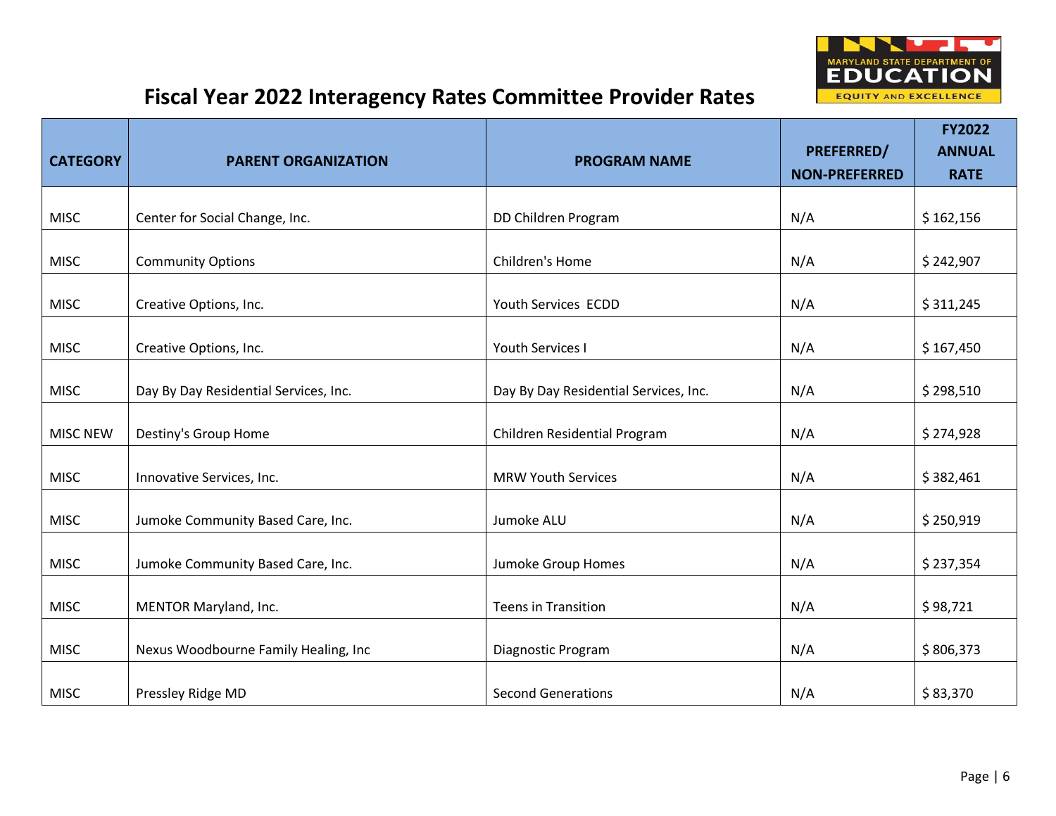# Fiscal Year 2022 Interagency Rates Committee Provider Rates

| CATEGORY | PARENT ORGANIZATION | PROGRAM NAME | PREFERRED/ NON-PREFERRED | FY2022 ANNUAL RATE |
|---|---|---|---|---|
| MISC | Center for Social Change, Inc. | DD Children Program | N/A | $ 162,156 |
| MISC | Community Options | Children's Home | N/A | $ 242,907 |
| MISC | Creative Options, Inc. | Youth Services  ECDD | N/A | $ 311,245 |
| MISC | Creative Options, Inc. | Youth Services I | N/A | $ 167,450 |
| MISC | Day By Day Residential Services, Inc. | Day By Day Residential Services, Inc. | N/A | $ 298,510 |
| MISC NEW | Destiny's Group Home | Children Residential Program | N/A | $ 274,928 |
| MISC | Innovative Services, Inc. | MRW Youth Services | N/A | $ 382,461 |
| MISC | Jumoke Community Based Care, Inc. | Jumoke ALU | N/A | $ 250,919 |
| MISC | Jumoke Community Based Care, Inc. | Jumoke Group Homes | N/A | $ 237,354 |
| MISC | MENTOR Maryland, Inc. | Teens in Transition | N/A | $ 98,721 |
| MISC | Nexus Woodbourne Family Healing, Inc | Diagnostic Program | N/A | $ 806,373 |
| MISC | Pressley Ridge MD | Second Generations | N/A | $ 83,370 |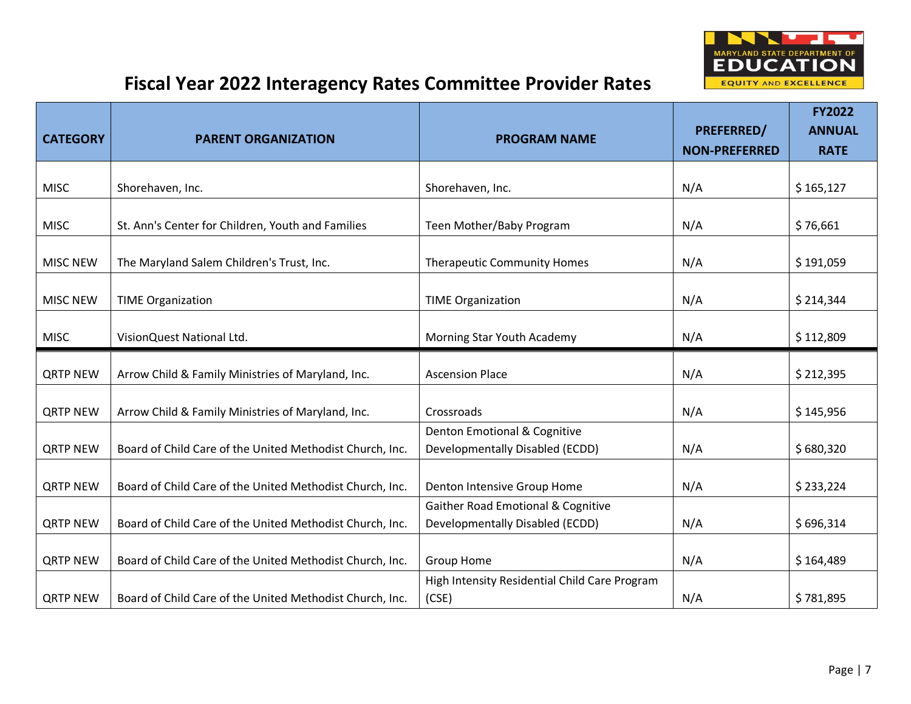# Fiscal Year 2022 Interagency Rates Committee Provider Rates

| CATEGORY | PARENT ORGANIZATION | PROGRAM NAME | PREFERRED/ NON-PREFERRED | FY2022 ANNUAL RATE |
|---|---|---|---|---|
| MISC | Shorehaven, Inc. | Shorehaven, Inc. | N/A | $ 165,127 |
| MISC | St. Ann's Center for Children, Youth and Families | Teen Mother/Baby Program | N/A | $ 76,661 |
| MISC NEW | The Maryland Salem Children's Trust, Inc. | Therapeutic Community Homes | N/A | $ 191,059 |
| MISC NEW | TIME Organization | TIME Organization | N/A | $ 214,344 |
| MISC | VisionQuest National Ltd. | Morning Star Youth Academy | N/A | $ 112,809 |
| QRTP NEW | Arrow Child & Family Ministries of Maryland, Inc. | Ascension Place | N/A | $ 212,395 |
| QRTP NEW | Arrow Child & Family Ministries of Maryland, Inc. | Crossroads | N/A | $ 145,956 |
| QRTP NEW | Board of Child Care of the United Methodist Church, Inc. | Denton Emotional & Cognitive Developmentally Disabled (ECDD) | N/A | $ 680,320 |
| QRTP NEW | Board of Child Care of the United Methodist Church, Inc. | Denton Intensive Group Home | N/A | $ 233,224 |
| QRTP NEW | Board of Child Care of the United Methodist Church, Inc. | Gaither Road Emotional & Cognitive Developmentally Disabled (ECDD) | N/A | $ 696,314 |
| QRTP NEW | Board of Child Care of the United Methodist Church, Inc. | Group Home | N/A | $ 164,489 |
| QRTP NEW | Board of Child Care of the United Methodist Church, Inc. | High Intensity Residential Child Care Program (CSE) | N/A | $ 781,895 |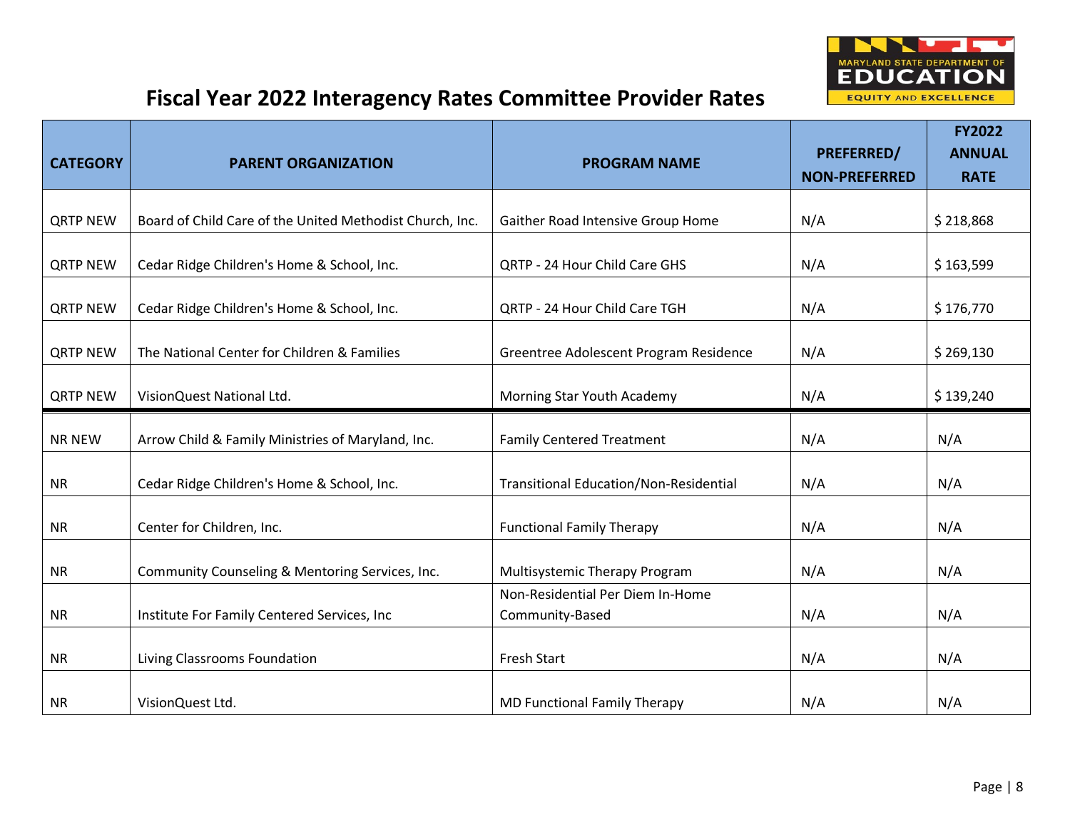# Fiscal Year 2022 Interagency Rates Committee Provider Rates

| CATEGORY | PARENT ORGANIZATION | PROGRAM NAME | PREFERRED/ NON-PREFERRED | FY2022 ANNUAL RATE |
|---|---|---|---|---|
| QRTP NEW | Board of Child Care of the United Methodist Church, Inc. | Gaither Road Intensive Group Home | N/A | $ 218,868 |
| QRTP NEW | Cedar Ridge Children's Home & School, Inc. | QRTP - 24 Hour Child Care GHS | N/A | $ 163,599 |
| QRTP NEW | Cedar Ridge Children's Home & School, Inc. | QRTP - 24 Hour Child Care TGH | N/A | $ 176,770 |
| QRTP NEW | The National Center for Children & Families | Greentree Adolescent Program Residence | N/A | $ 269,130 |
| QRTP NEW | VisionQuest National Ltd. | Morning Star Youth Academy | N/A | $ 139,240 |
| NR NEW | Arrow Child & Family Ministries of Maryland, Inc. | Family Centered Treatment | N/A | N/A |
| NR | Cedar Ridge Children's Home & School, Inc. | Transitional Education/Non-Residential | N/A | N/A |
| NR | Center for Children, Inc. | Functional Family Therapy | N/A | N/A |
| NR | Community Counseling & Mentoring Services, Inc. | Multisystemic Therapy Program | N/A | N/A |
| NR | Institute For Family Centered Services, Inc | Non-Residential Per Diem In-Home Community-Based | N/A | N/A |
| NR | Living Classrooms Foundation | Fresh Start | N/A | N/A |
| NR | VisionQuest Ltd. | MD Functional Family Therapy | N/A | N/A |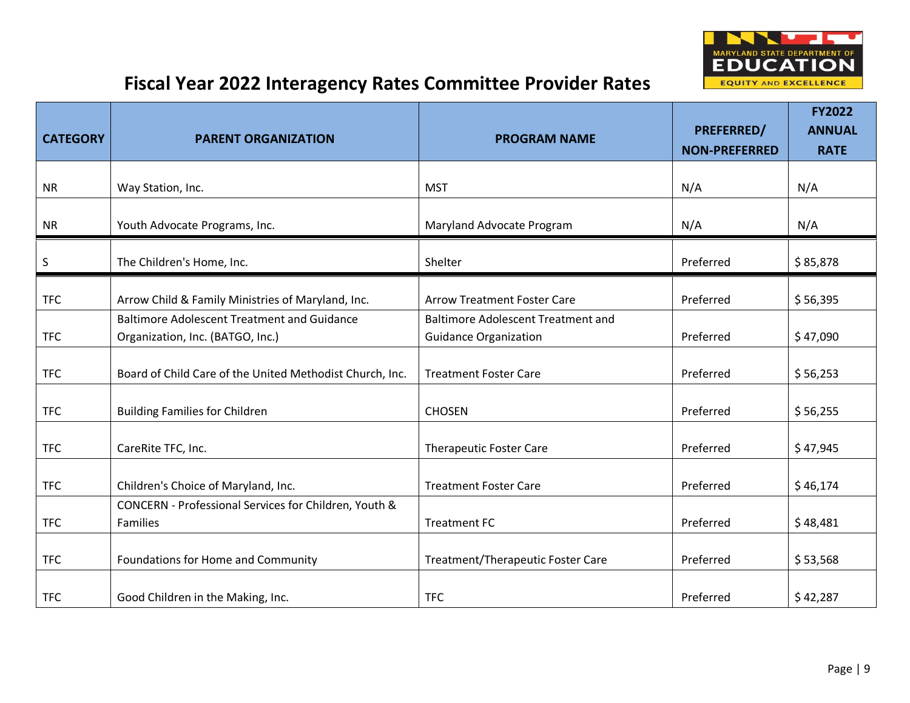# Fiscal Year 2022 Interagency Rates Committee Provider Rates

| CATEGORY | PARENT ORGANIZATION | PROGRAM NAME | PREFERRED/ NON-PREFERRED | FY2022 ANNUAL RATE |
|---|---|---|---|---|
| NR | Way Station, Inc. | MST | N/A | N/A |
| NR | Youth Advocate Programs, Inc. | Maryland Advocate Program | N/A | N/A |
| S | The Children's Home, Inc. | Shelter | Preferred | $ 85,878 |
| TFC | Arrow Child & Family Ministries of Maryland, Inc. | Arrow Treatment Foster Care | Preferred | $ 56,395 |
| TFC | Baltimore Adolescent Treatment and Guidance Organization, Inc. (BATGO, Inc.) | Baltimore Adolescent Treatment and Guidance Organization | Preferred | $ 47,090 |
| TFC | Board of Child Care of the United Methodist Church, Inc. | Treatment Foster Care | Preferred | $ 56,253 |
| TFC | Building Families for Children | CHOSEN | Preferred | $ 56,255 |
| TFC | CareRite TFC, Inc. | Therapeutic Foster Care | Preferred | $ 47,945 |
| TFC | Children's Choice of Maryland, Inc. | Treatment Foster Care | Preferred | $ 46,174 |
| TFC | CONCERN - Professional Services for Children, Youth & Families | Treatment FC | Preferred | $ 48,481 |
| TFC | Foundations for Home and Community | Treatment/Therapeutic Foster Care | Preferred | $ 53,568 |
| TFC | Good Children in the Making, Inc. | TFC | Preferred | $ 42,287 |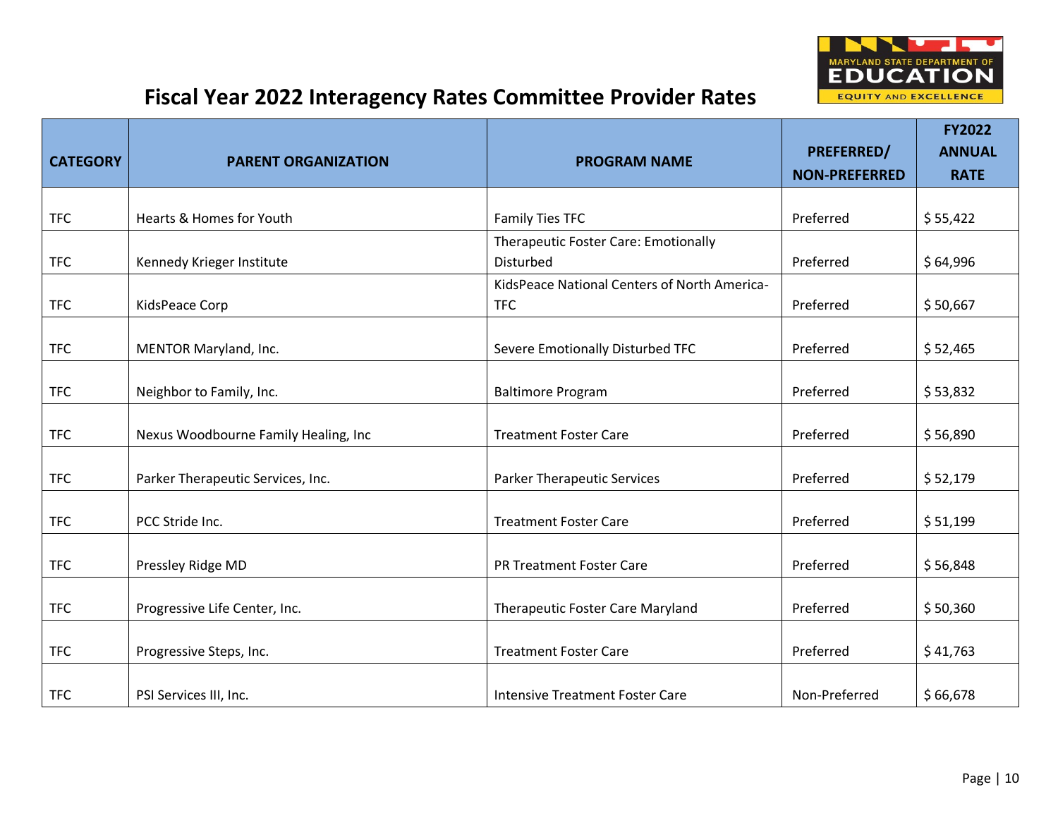# Fiscal Year 2022 Interagency Rates Committee Provider Rates

| CATEGORY | PARENT ORGANIZATION | PROGRAM NAME | PREFERRED/ NON-PREFERRED | FY2022 ANNUAL RATE |
|---|---|---|---|---|
| TFC | Hearts & Homes for Youth | Family Ties TFC | Preferred | $ 55,422 |
| TFC | Kennedy Krieger Institute | Therapeutic Foster Care: Emotionally Disturbed | Preferred | $ 64,996 |
| TFC | KidsPeace Corp | KidsPeace National Centers of North America-TFC | Preferred | $ 50,667 |
| TFC | MENTOR Maryland, Inc. | Severe Emotionally Disturbed TFC | Preferred | $ 52,465 |
| TFC | Neighbor to Family, Inc. | Baltimore Program | Preferred | $ 53,832 |
| TFC | Nexus Woodbourne Family Healing, Inc | Treatment Foster Care | Preferred | $ 56,890 |
| TFC | Parker Therapeutic Services, Inc. | Parker Therapeutic Services | Preferred | $ 52,179 |
| TFC | PCC Stride Inc. | Treatment Foster Care | Preferred | $ 51,199 |
| TFC | Pressley Ridge MD | PR Treatment Foster Care | Preferred | $ 56,848 |
| TFC | Progressive Life Center, Inc. | Therapeutic Foster Care Maryland | Preferred | $ 50,360 |
| TFC | Progressive Steps, Inc. | Treatment Foster Care | Preferred | $ 41,763 |
| TFC | PSI Services III, Inc. | Intensive Treatment Foster Care | Non-Preferred | $ 66,678 |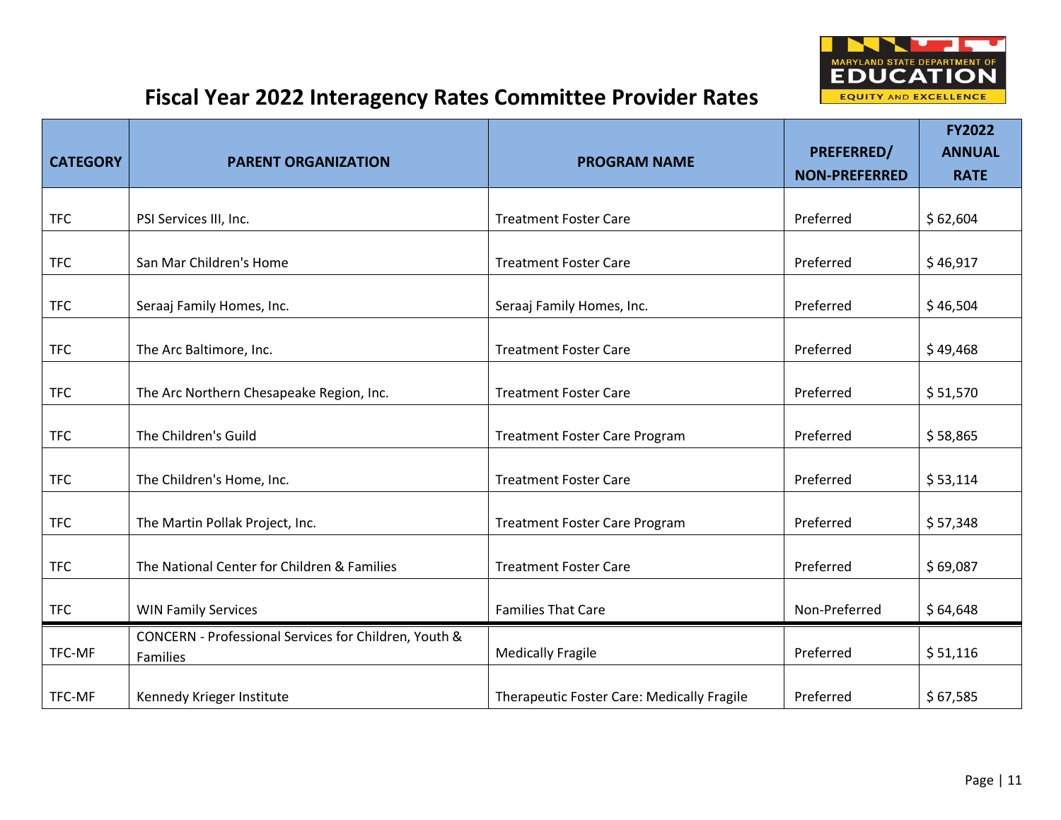# Fiscal Year 2022 Interagency Rates Committee Provider Rates

| CATEGORY | PARENT ORGANIZATION | PROGRAM NAME | PREFERRED/ NON-PREFERRED | FY2022 ANNUAL RATE |
|---|---|---|---|---|
| TFC | PSI Services III, Inc. | Treatment Foster Care | Preferred | $ 62,604 |
| TFC | San Mar Children's Home | Treatment Foster Care | Preferred | $ 46,917 |
| TFC | Seraaj Family Homes, Inc. | Seraaj Family Homes, Inc. | Preferred | $ 46,504 |
| TFC | The Arc Baltimore, Inc. | Treatment Foster Care | Preferred | $ 49,468 |
| TFC | The Arc Northern Chesapeake Region, Inc. | Treatment Foster Care | Preferred | $ 51,570 |
| TFC | The Children's Guild | Treatment Foster Care Program | Preferred | $ 58,865 |
| TFC | The Children's Home, Inc. | Treatment Foster Care | Preferred | $ 53,114 |
| TFC | The Martin Pollak Project, Inc. | Treatment Foster Care Program | Preferred | $ 57,348 |
| TFC | The National Center for Children & Families | Treatment Foster Care | Preferred | $ 69,087 |
| TFC | WIN Family Services | Families That Care | Non-Preferred | $ 64,648 |
| TFC-MF | CONCERN - Professional Services for Children, Youth & Families | Medically Fragile | Preferred | $ 51,116 |
| TFC-MF | Kennedy Krieger Institute | Therapeutic Foster Care: Medically Fragile | Preferred | $ 67,585 |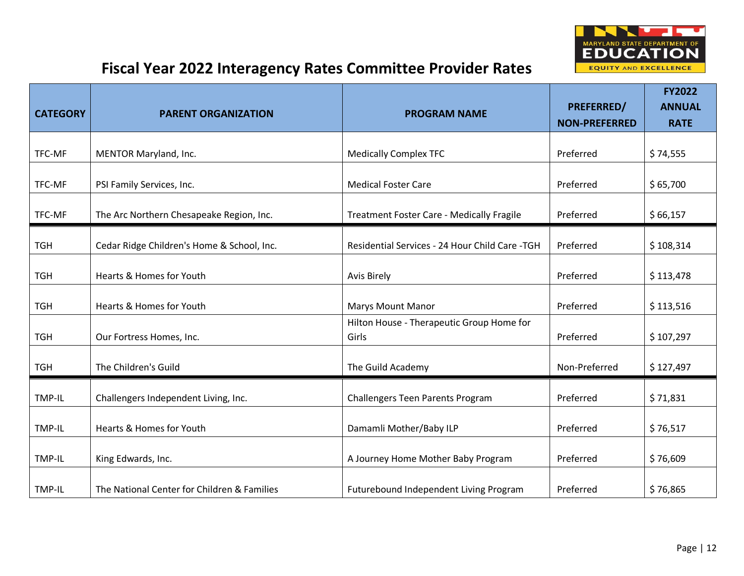# Fiscal Year 2022 Interagency Rates Committee Provider Rates

| CATEGORY | PARENT ORGANIZATION | PROGRAM NAME | PREFERRED/ NON-PREFERRED | FY2022 ANNUAL RATE |
|---|---|---|---|---|
| TFC-MF | MENTOR Maryland, Inc. | Medically Complex TFC | Preferred | $ 74,555 |
| TFC-MF | PSI Family Services, Inc. | Medical Foster Care | Preferred | $ 65,700 |
| TFC-MF | The Arc Northern Chesapeake Region, Inc. | Treatment Foster Care - Medically Fragile | Preferred | $ 66,157 |
| TGH | Cedar Ridge Children's Home & School, Inc. | Residential Services - 24 Hour Child Care -TGH | Preferred | $ 108,314 |
| TGH | Hearts & Homes for Youth | Avis Birely | Preferred | $ 113,478 |
| TGH | Hearts & Homes for Youth | Marys Mount Manor | Preferred | $ 113,516 |
| TGH | Our Fortress Homes, Inc. | Hilton House - Therapeutic Group Home for Girls | Preferred | $ 107,297 |
| TGH | The Children's Guild | The Guild Academy | Non-Preferred | $ 127,497 |
| TMP-IL | Challengers Independent Living, Inc. | Challengers Teen Parents Program | Preferred | $ 71,831 |
| TMP-IL | Hearts & Homes for Youth | Damamli Mother/Baby ILP | Preferred | $ 76,517 |
| TMP-IL | King Edwards, Inc. | A Journey Home Mother Baby Program | Preferred | $ 76,609 |
| TMP-IL | The National Center for Children & Families | Futurebound Independent Living Program | Preferred | $ 76,865 |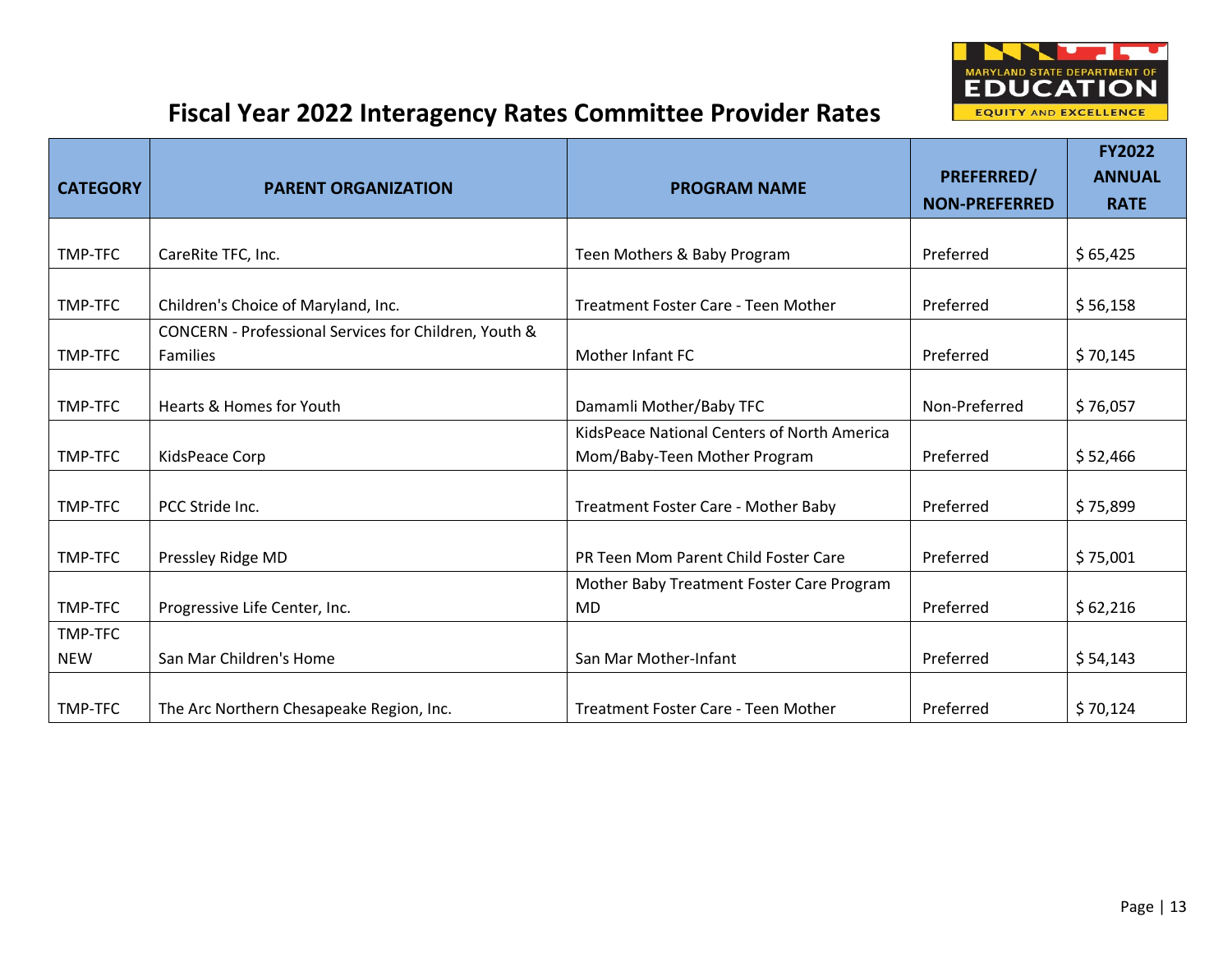# Fiscal Year 2022 Interagency Rates Committee Provider Rates

| CATEGORY | PARENT ORGANIZATION | PROGRAM NAME | PREFERRED/ NON-PREFERRED | FY2022 ANNUAL RATE |
|---|---|---|---|---|
| TMP-TFC | CareRite TFC, Inc. | Teen Mothers & Baby Program | Preferred | $ 65,425 |
| TMP-TFC | Children's Choice of Maryland, Inc. | Treatment Foster Care - Teen Mother | Preferred | $ 56,158 |
| TMP-TFC | CONCERN - Professional Services for Children, Youth & Families | Mother Infant FC | Preferred | $ 70,145 |
| TMP-TFC | Hearts & Homes for Youth | Damamli Mother/Baby TFC | Non-Preferred | $ 76,057 |
| TMP-TFC | KidsPeace Corp | KidsPeace National Centers of North America Mom/Baby-Teen Mother Program | Preferred | $ 52,466 |
| TMP-TFC | PCC Stride Inc. | Treatment Foster Care - Mother Baby | Preferred | $ 75,899 |
| TMP-TFC | Pressley Ridge MD | PR Teen Mom Parent Child Foster Care | Preferred | $ 75,001 |
| TMP-TFC | Progressive Life Center, Inc. | Mother Baby Treatment Foster Care Program MD | Preferred | $ 62,216 |
| TMP-TFC NEW | San Mar Children's Home | San Mar Mother-Infant | Preferred | $ 54,143 |
| TMP-TFC | The Arc Northern Chesapeake Region, Inc. | Treatment Foster Care - Teen Mother | Preferred | $ 70,124 |